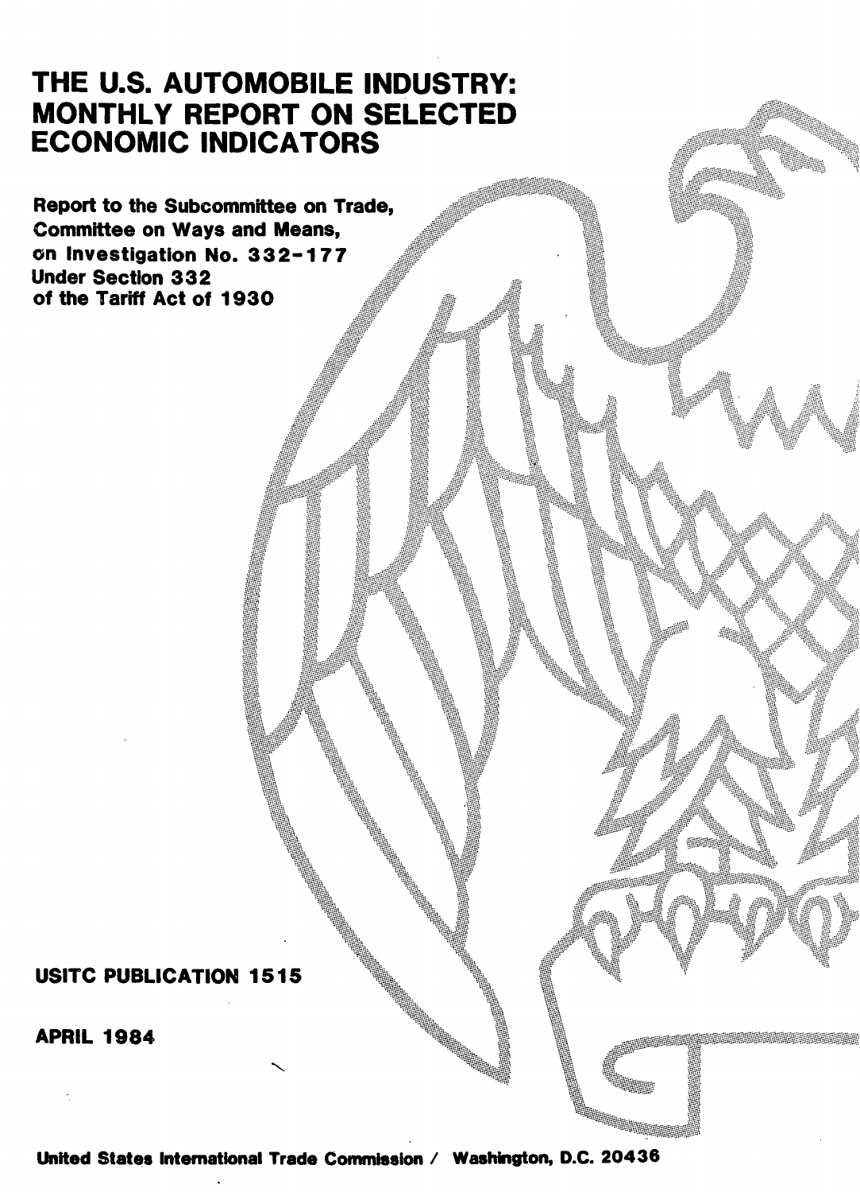# THE U.S. AUTOMOBILE INDUSTRY: MONTHLY REPORT ON SELECTED ECONOMIC INDICATORS

**Report to the Subcommittee on Trade, Committee on Ways and Means, on Investigation No. 332-177 Under Section 332 of the Tariff Act of 1930**

**USITC PUBLICATION 1515**

**APRIL 1984**

**United States International Trade Commission / Washington, D.C. 20436**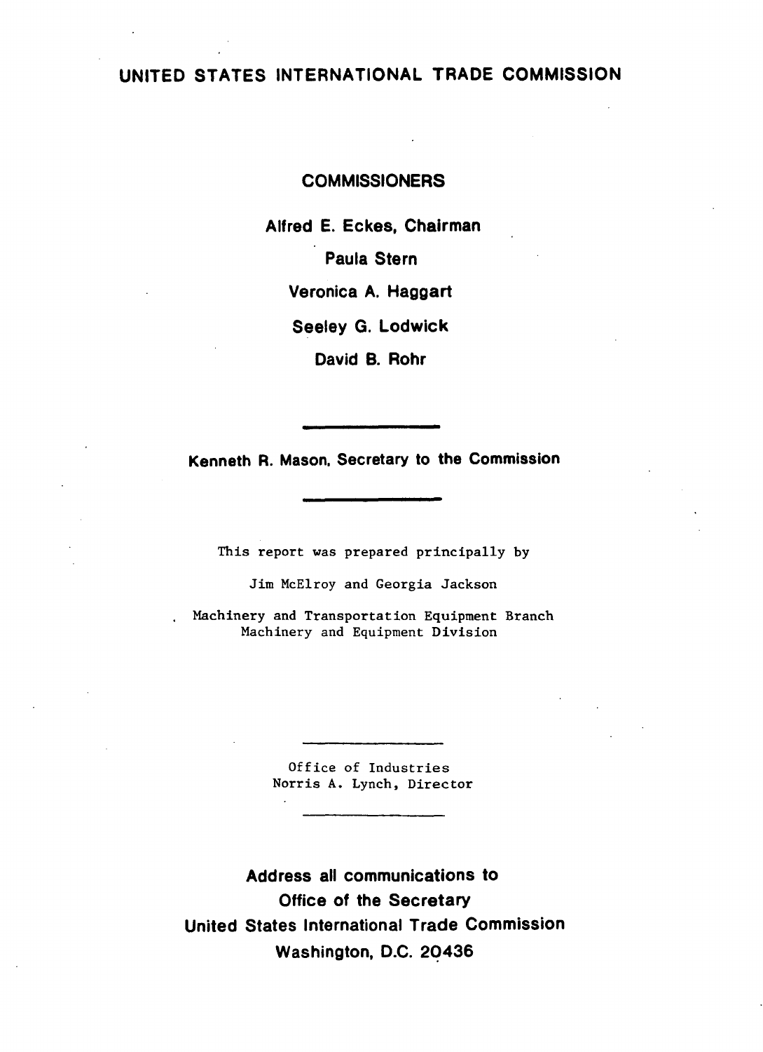# UNITED STATES INTERNATIONAL TRADE COMMISSION

## COMMISSIONERS

**Alfred E. Eckes, Chairman**

**Paula Stern**

**Veronica A. Haggart**

**Seeley G. Lodwick**

**David B. Rohr**

---

**Kenneth R. Mason, Secretary to the Commission**

---

This report was prepared principally by

Jim McElroy and Georgia Jackson

Machinery and Transportation Equipment Branch
Machinery and Equipment Division

---

Office of Industries
Norris A. Lynch, Director

---

**Address all communications to**
**Office of the Secretary**
**United States International Trade Commission**
**Washington, D.C. 20436**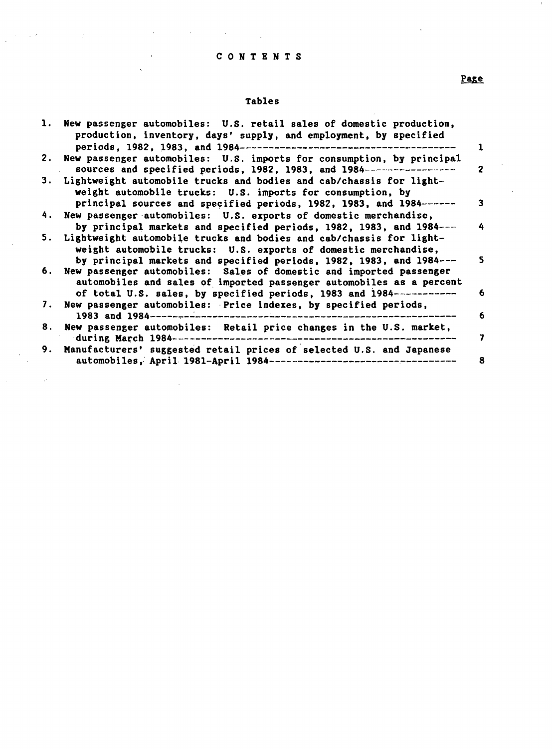# CONTENTS

Page

## Tables

| | | Page |
|---|---|---|
| 1. | New passenger automobiles: U.S. retail sales of domestic production, production, inventory, days' supply, and employment, by specified periods, 1982, 1983, and 1984 | 1 |
| 2. | New passenger automobiles: U.S. imports for consumption, by principal sources and specified periods, 1982, 1983, and 1984 | 2 |
| 3. | Lightweight automobile trucks and bodies and cab/chassis for lightweight automobile trucks: U.S. imports for consumption, by principal sources and specified periods, 1982, 1983, and 1984 | 3 |
| 4. | New passenger automobiles: U.S. exports of domestic merchandise, by principal markets and specified periods, 1982, 1983, and 1984 | 4 |
| 5. | Lightweight automobile trucks and bodies and cab/chassis for lightweight automobile trucks: U.S. exports of domestic merchandise, by principal markets and specified periods, 1982, 1983, and 1984 | 5 |
| 6. | New passenger automobiles: Sales of domestic and imported passenger automobiles and sales of imported passenger automobiles as a percent of total U.S. sales, by specified periods, 1983 and 1984 | 6 |
| 7. | New passenger automobiles: Price indexes, by specified periods, 1983 and 1984 | 6 |
| 8. | New passenger automobiles: Retail price changes in the U.S. market, during March 1984 | 7 |
| 9. | Manufacturers' suggested retail prices of selected U.S. and Japanese automobiles, April 1981-April 1984 | 8 |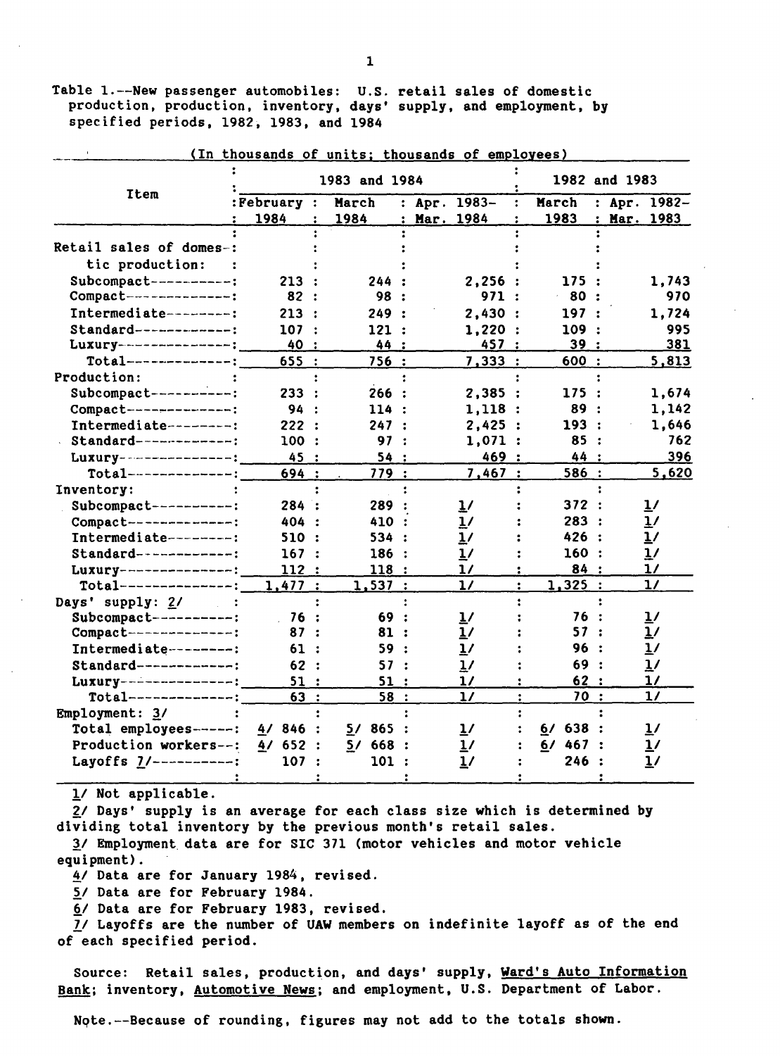Table 1.--New passenger automobiles: U.S. retail sales of domestic production, production, inventory, days' supply, and employment, by specified periods, 1982, 1983, and 1984

(In thousands of units; thousands of employees)

| Item | 1983 and 1984 | | | 1982 and 1983 | |
|---|---|---|---|---|---|
| | February 1984 | March 1984 | Apr. 1983-Mar. 1984 | March 1983 | Apr. 1982-Mar. 1983 |
| Retail sales of domestic production: | | | | | |
| Subcompact | 213 | 244 | 2,256 | 175 | 1,743 |
| Compact | 82 | 98 | 971 | 80 | 970 |
| Intermediate | 213 | 249 | 2,430 | 197 | 1,724 |
| Standard | 107 | 121 | 1,220 | 109 | 995 |
| Luxury | 40 | 44 | 457 | 39 | 381 |
| Total | 655 | 756 | 7,333 | 600 | 5,813 |
| Production: | | | | | |
| Subcompact | 233 | 266 | 2,385 | 175 | 1,674 |
| Compact | 94 | 114 | 1,118 | 89 | 1,142 |
| Intermediate | 222 | 247 | 2,425 | 193 | 1,646 |
| Standard | 100 | 97 | 1,071 | 85 | 762 |
| Luxury | 45 | 54 | 469 | 44 | 396 |
| Total | 694 | 779 | 7,467 | 586 | 5,620 |
| Inventory: | | | | | |
| Subcompact | 284 | 289 | 1/ | 372 | 1/ |
| Compact | 404 | 410 | 1/ | 283 | 1/ |
| Intermediate | 510 | 534 | 1/ | 426 | 1/ |
| Standard | 167 | 186 | 1/ | 160 | 1/ |
| Luxury | 112 | 118 | 1/ | 84 | 1/ |
| Total | 1,477 | 1,537 | 1/ | 1,325 | 1/ |
| Days' supply: 2/ | | | | | |
| Subcompact | 76 | 69 | 1/ | 76 | 1/ |
| Compact | 87 | 81 | 1/ | 57 | 1/ |
| Intermediate | 61 | 59 | 1/ | 96 | 1/ |
| Standard | 62 | 57 | 1/ | 69 | 1/ |
| Luxury | 51 | 51 | 1/ | 62 | 1/ |
| Total | 63 | 58 | 1/ | 70 | 1/ |
| Employment: 3/ | | | | | |
| Total employees | 4/ 846 | 5/ 865 | 1/ | 6/ 638 | 1/ |
| Production workers | 4/ 652 | 5/ 668 | 1/ | 6/ 467 | 1/ |
| Layoffs 7/ | 107 | 101 | 1/ | 246 | 1/ |

1/ Not applicable.

2/ Days' supply is an average for each class size which is determined by dividing total inventory by the previous month's retail sales.

3/ Employment data are for SIC 371 (motor vehicles and motor vehicle equipment).

4/ Data are for January 1984, revised.

5/ Data are for February 1984.

6/ Data are for February 1983, revised.

7/ Layoffs are the number of UAW members on indefinite layoff as of the end of each specified period.

Source: Retail sales, production, and days' supply, Ward's Auto Information Bank; inventory, Automotive News; and employment, U.S. Department of Labor.

Note.--Because of rounding, figures may not add to the totals shown.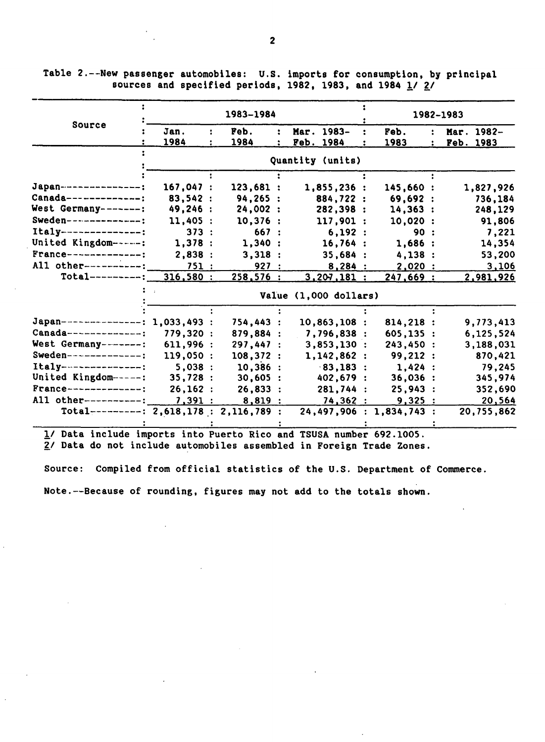Table 2.--New passenger automobiles: U.S. imports for consumption, by principal sources and specified periods, 1982, 1983, and 1984 1/ 2/

| Source | 1983-1984 | | | 1982-1983 | |
|---|---|---|---|---|---|
| | Jan. 1984 | Feb. 1984 | Mar. 1983-Feb. 1984 | Feb. 1983 | Mar. 1982-Feb. 1983 |
| | Quantity (units) | | | | |
| Japan | 167,047 | 123,681 | 1,855,236 | 145,660 | 1,827,926 |
| Canada | 83,542 | 94,265 | 884,722 | 69,692 | 736,184 |
| West Germany | 49,246 | 24,002 | 282,398 | 14,363 | 248,129 |
| Sweden | 11,405 | 10,376 | 117,901 | 10,020 | 91,806 |
| Italy | 373 | 667 | 6,192 | 90 | 7,221 |
| United Kingdom | 1,378 | 1,340 | 16,764 | 1,686 | 14,354 |
| France | 2,838 | 3,318 | 35,684 | 4,138 | 53,200 |
| All other | 751 | 927 | 8,284 | 2,020 | 3,106 |
| Total | 316,580 | 258,576 | 3,207,181 | 247,669 | 2,981,926 |
| | Value (1,000 dollars) | | | | |
| Japan | 1,033,493 | 754,443 | 10,863,108 | 814,218 | 9,773,413 |
| Canada | 779,320 | 879,884 | 7,796,838 | 605,135 | 6,125,524 |
| West Germany | 611,996 | 297,447 | 3,853,130 | 243,450 | 3,188,031 |
| Sweden | 119,050 | 108,372 | 1,142,862 | 99,212 | 870,421 |
| Italy | 5,038 | 10,386 | 83,183 | 1,424 | 79,245 |
| United Kingdom | 35,728 | 30,605 | 402,679 | 36,036 | 345,974 |
| France | 26,162 | 26,833 | 281,744 | 25,943 | 352,690 |
| All other | 7,391 | 8,819 | 74,362 | 9,325 | 20,564 |
| Total | 2,618,178 | 2,116,789 | 24,497,906 | 1,834,743 | 20,755,862 |

1/ Data include imports into Puerto Rico and TSUSA number 692.1005.
2/ Data do not include automobiles assembled in Foreign Trade Zones.

Source: Compiled from official statistics of the U.S. Department of Commerce.

Note.--Because of rounding, figures may not add to the totals shown.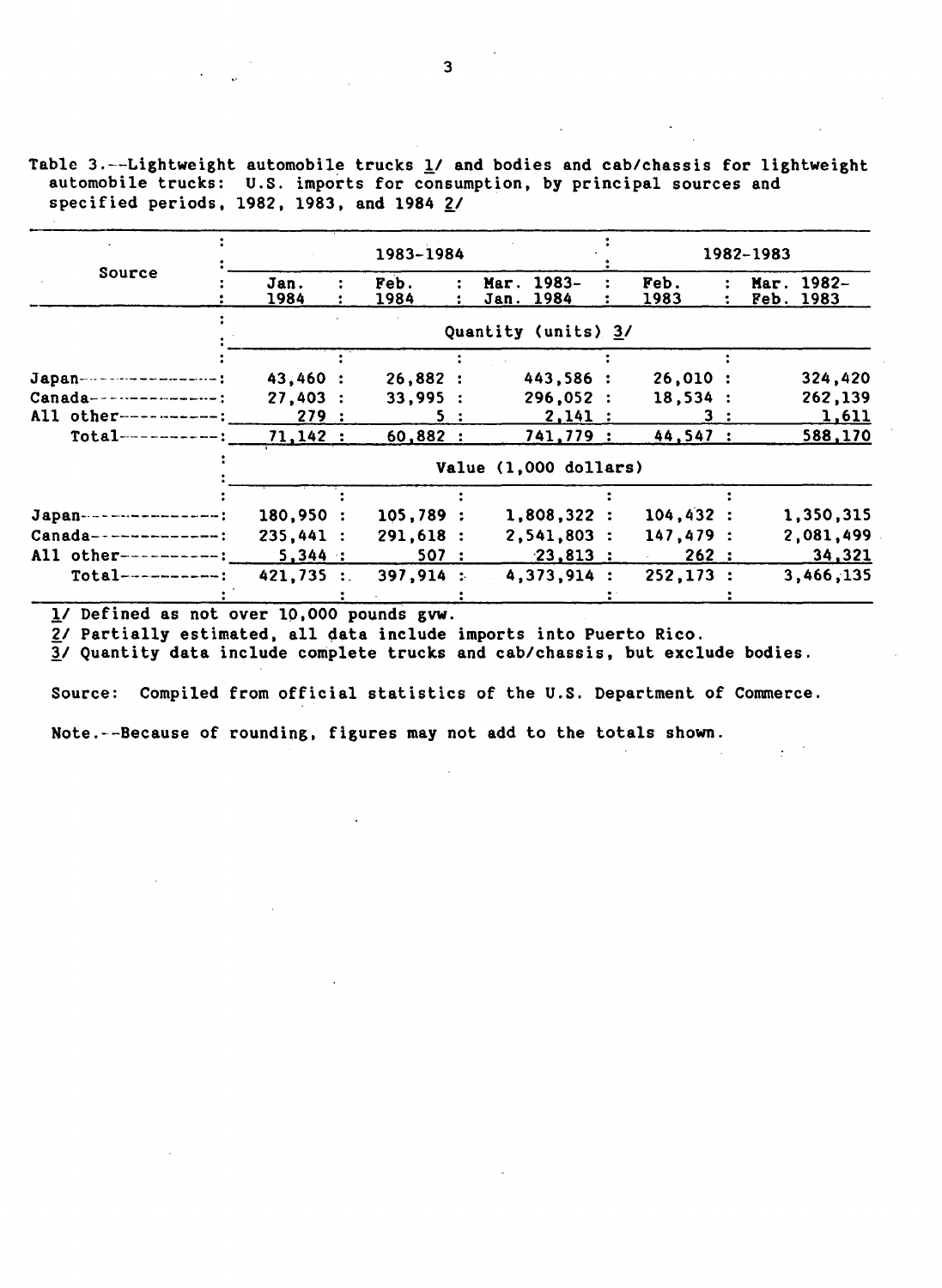Table 3.--Lightweight automobile trucks 1/ and bodies and cab/chassis for lightweight automobile trucks: U.S. imports for consumption, by principal sources and specified periods, 1982, 1983, and 1984 2/

| Source | 1983-1984 | | | 1982-1983 | |
|---|---|---|---|---|---|
| | Jan. 1984 | Feb. 1984 | Mar. 1983- Jan. 1984 | Feb. 1983 | Mar. 1982- Feb. 1983 |
| | Quantity (units) 3/ | | | | |
| Japan | 43,460 | 26,882 | 443,586 | 26,010 | 324,420 |
| Canada | 27,403 | 33,995 | 296,052 | 18,534 | 262,139 |
| All other | 279 | 5 | 2,141 | 3 | 1,611 |
| Total | 71,142 | 60,882 | 741,779 | 44,547 | 588,170 |
| | Value (1,000 dollars) | | | | |
| Japan | 180,950 | 105,789 | 1,808,322 | 104,432 | 1,350,315 |
| Canada | 235,441 | 291,618 | 2,541,803 | 147,479 | 2,081,499 |
| All other | 5,344 | 507 | 23,813 | 262 | 34,321 |
| Total | 421,735 | 397,914 | 4,373,914 | 252,173 | 3,466,135 |

1/ Defined as not over 10,000 pounds gvw.

2/ Partially estimated, all data include imports into Puerto Rico.

3/ Quantity data include complete trucks and cab/chassis, but exclude bodies.

Source: Compiled from official statistics of the U.S. Department of Commerce.

Note.--Because of rounding, figures may not add to the totals shown.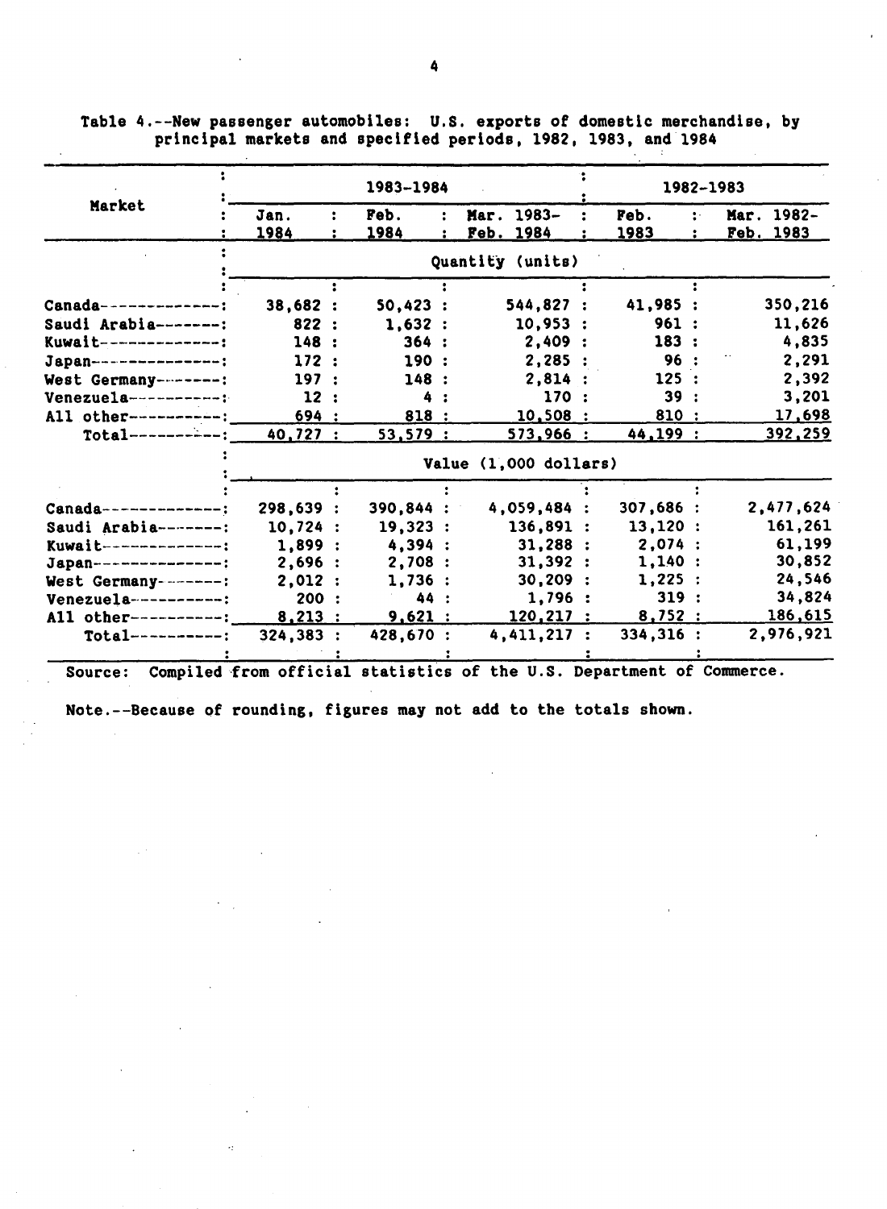Table 4.--New passenger automobiles: U.S. exports of domestic merchandise, by principal markets and specified periods, 1982, 1983, and 1984

| Market | 1983-1984 | | | 1982-1983 | |
|---|---|---|---|---|---|
| | Jan. 1984 | Feb. 1984 | Mar. 1983- Feb. 1984 | Feb. 1983 | Mar. 1982- Feb. 1983 |
| | Quantity (units) | | | | |
| Canada | 38,682 | 50,423 | 544,827 | 41,985 | 350,216 |
| Saudi Arabia | 822 | 1,632 | 10,953 | 961 | 11,626 |
| Kuwait | 148 | 364 | 2,409 | 183 | 4,835 |
| Japan | 172 | 190 | 2,285 | 96 | 2,291 |
| West Germany | 197 | 148 | 2,814 | 125 | 2,392 |
| Venezuela | 12 | 4 | 170 | 39 | 3,201 |
| All other | 694 | 818 | 10,508 | 810 | 17,698 |
| Total | 40,727 | 53,579 | 573,966 | 44,199 | 392,259 |
| | Value (1,000 dollars) | | | | |
| Canada | 298,639 | 390,844 | 4,059,484 | 307,686 | 2,477,624 |
| Saudi Arabia | 10,724 | 19,323 | 136,891 | 13,120 | 161,261 |
| Kuwait | 1,899 | 4,394 | 31,288 | 2,074 | 61,199 |
| Japan | 2,696 | 2,708 | 31,392 | 1,140 | 30,852 |
| West Germany | 2,012 | 1,736 | 30,209 | 1,225 | 24,546 |
| Venezuela | 200 | 44 | 1,796 | 319 | 34,824 |
| All other | 8,213 | 9,621 | 120,217 | 8,752 | 186,615 |
| Total | 324,383 | 428,670 | 4,411,217 | 334,316 | 2,976,921 |

Source: Compiled from official statistics of the U.S. Department of Commerce.

Note.--Because of rounding, figures may not add to the totals shown.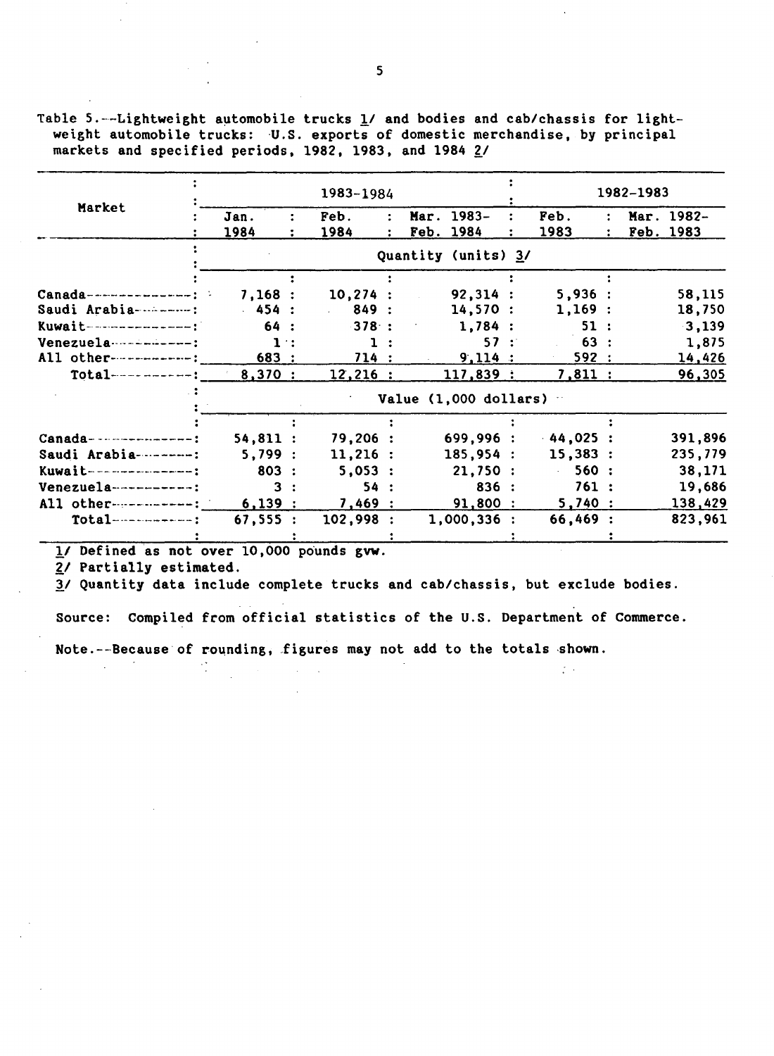Table 5.--Lightweight automobile trucks 1/ and bodies and cab/chassis for lightweight automobile trucks: U.S. exports of domestic merchandise, by principal markets and specified periods, 1982, 1983, and 1984 2/

| Market | 1983-1984 | | | 1982-1983 | |
|---|---|---|---|---|---|
| | Jan. 1984 | Feb. 1984 | Mar. 1983- Feb. 1984 | Feb. 1983 | Mar. 1982- Feb. 1983 |
| | Quantity (units) 3/ | | | | |
| Canada | 7,168 | 10,274 | 92,314 | 5,936 | 58,115 |
| Saudi Arabia | 454 | 849 | 14,570 | 1,169 | 18,750 |
| Kuwait | 64 | 378 | 1,784 | 51 | 3,139 |
| Venezuela | 1 | 1 | 57 | 63 | 1,875 |
| All other | 683 | 714 | 9,114 | 592 | 14,426 |
| Total | 8,370 | 12,216 | 117,839 | 7,811 | 96,305 |
| | Value (1,000 dollars) | | | | |
| Canada | 54,811 | 79,206 | 699,996 | 44,025 | 391,896 |
| Saudi Arabia | 5,799 | 11,216 | 185,954 | 15,383 | 235,779 |
| Kuwait | 803 | 5,053 | 21,750 | 560 | 38,171 |
| Venezuela | 3 | 54 | 836 | 761 | 19,686 |
| All other | 6,139 | 7,469 | 91,800 | 5,740 | 138,429 |
| Total | 67,555 | 102,998 | 1,000,336 | 66,469 | 823,961 |

1/ Defined as not over 10,000 pounds gvw.

2/ Partially estimated.

3/ Quantity data include complete trucks and cab/chassis, but exclude bodies.

Source: Compiled from official statistics of the U.S. Department of Commerce.

Note.--Because of rounding, figures may not add to the totals shown.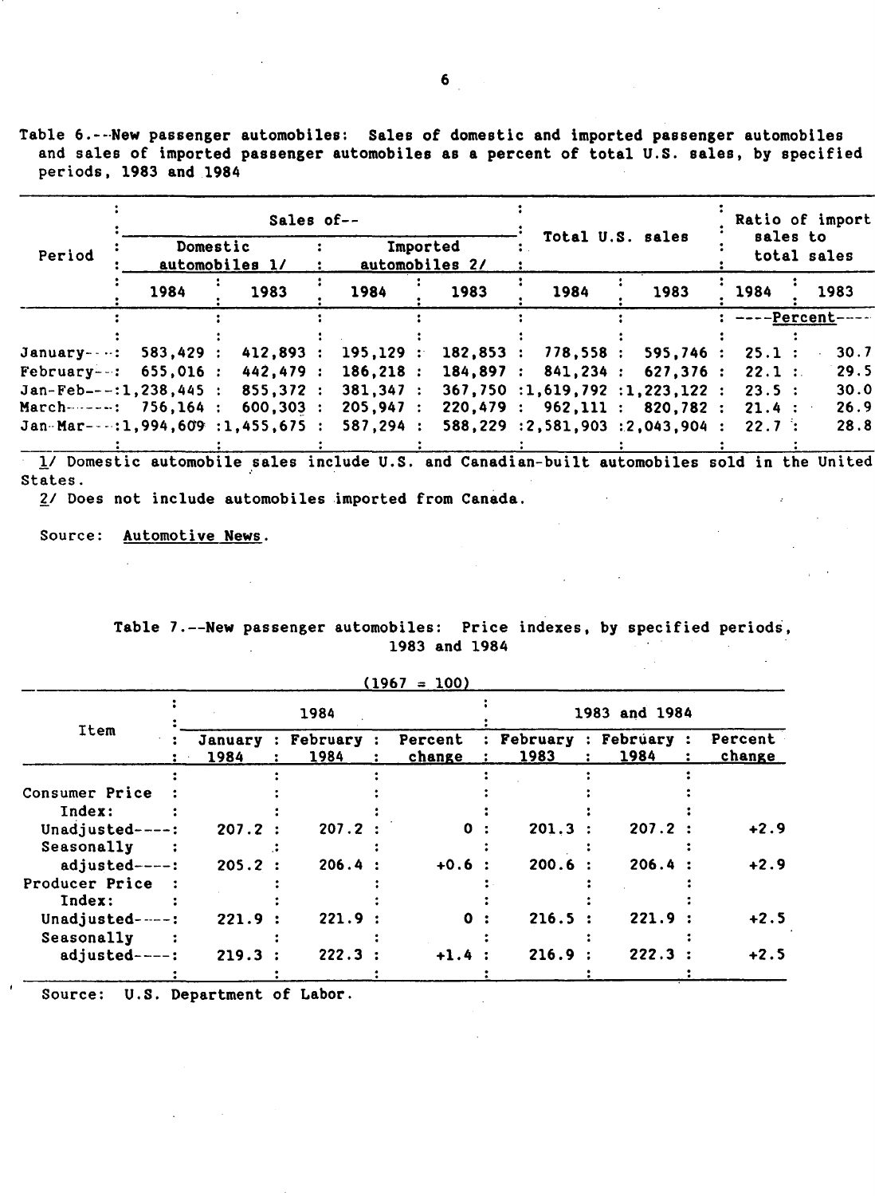Table 6.--New passenger automobiles: Sales of domestic and imported passenger automobiles and sales of imported passenger automobiles as a percent of total U.S. sales, by specified periods, 1983 and 1984

| Period | Sales of-- | | | | Total U.S. sales | | Ratio of import sales to total sales | |
|---|---|---|---|---|---|---|---|---|
| | Domestic automobiles 1/ | | Imported automobiles 2/ | | | | | |
| | 1984 | 1983 | 1984 | 1983 | 1984 | 1983 | 1984 | 1983 |
| | | | | | | | ----Percent---- | |
| January | 583,429 | 412,893 | 195,129 | 182,853 | 778,558 | 595,746 | 25.1 | 30.7 |
| February | 655,016 | 442,479 | 186,218 | 184,897 | 841,234 | 627,376 | 22.1 | 29.5 |
| Jan-Feb | 1,238,445 | 855,372 | 381,347 | 367,750 | 1,619,792 | 1,223,122 | 23.5 | 30.0 |
| March | 756,164 | 600,303 | 205,947 | 220,479 | 962,111 | 820,782 | 21.4 | 26.9 |
| Jan-Mar | 1,994,609 | 1,455,675 | 587,294 | 588,229 | 2,581,903 | 2,043,904 | 22.7 | 28.8 |

1/ Domestic automobile sales include U.S. and Canadian-built automobiles sold in the United States.

2/ Does not include automobiles imported from Canada.

Source: Automotive News.

Table 7.--New passenger automobiles: Price indexes, by specified periods, 1983 and 1984

(1967 = 100)

| Item | 1984 | | | 1983 and 1984 | | |
|---|---|---|---|---|---|---|
| | January 1984 | February 1984 | Percent change | February 1983 | February 1984 | Percent change |
| Consumer Price Index: | | | | | | |
| Unadjusted | 207.2 | 207.2 | 0 | 201.3 | 207.2 | +2.9 |
| Seasonally adjusted | 205.2 | 206.4 | +0.6 | 200.6 | 206.4 | +2.9 |
| Producer Price Index: | | | | | | |
| Unadjusted | 221.9 | 221.9 | 0 | 216.5 | 221.9 | +2.5 |
| Seasonally adjusted | 219.3 | 222.3 | +1.4 | 216.9 | 222.3 | +2.5 |

Source: U.S. Department of Labor.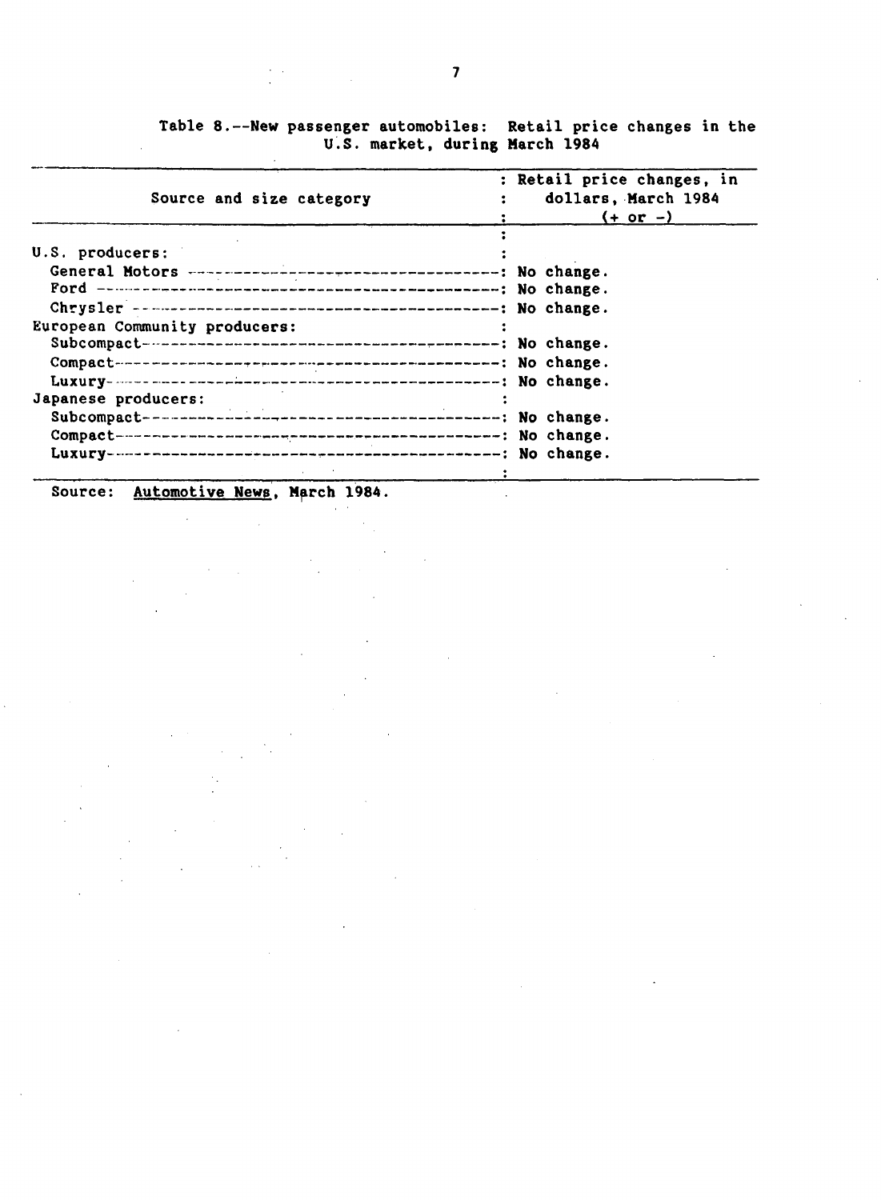Table 8.--New passenger automobiles: Retail price changes in the U.S. market, during March 1984

| Source and size category | Retail price changes, in dollars, March 1984 (+ or -) |
|---|---|
| U.S. producers: | |
| General Motors | No change. |
| Ford | No change. |
| Chrysler | No change. |
| European Community producers: | |
| Subcompact | No change. |
| Compact | No change. |
| Luxury | No change. |
| Japanese producers: | |
| Subcompact | No change. |
| Compact | No change. |
| Luxury | No change. |

Source: Automotive News, March 1984.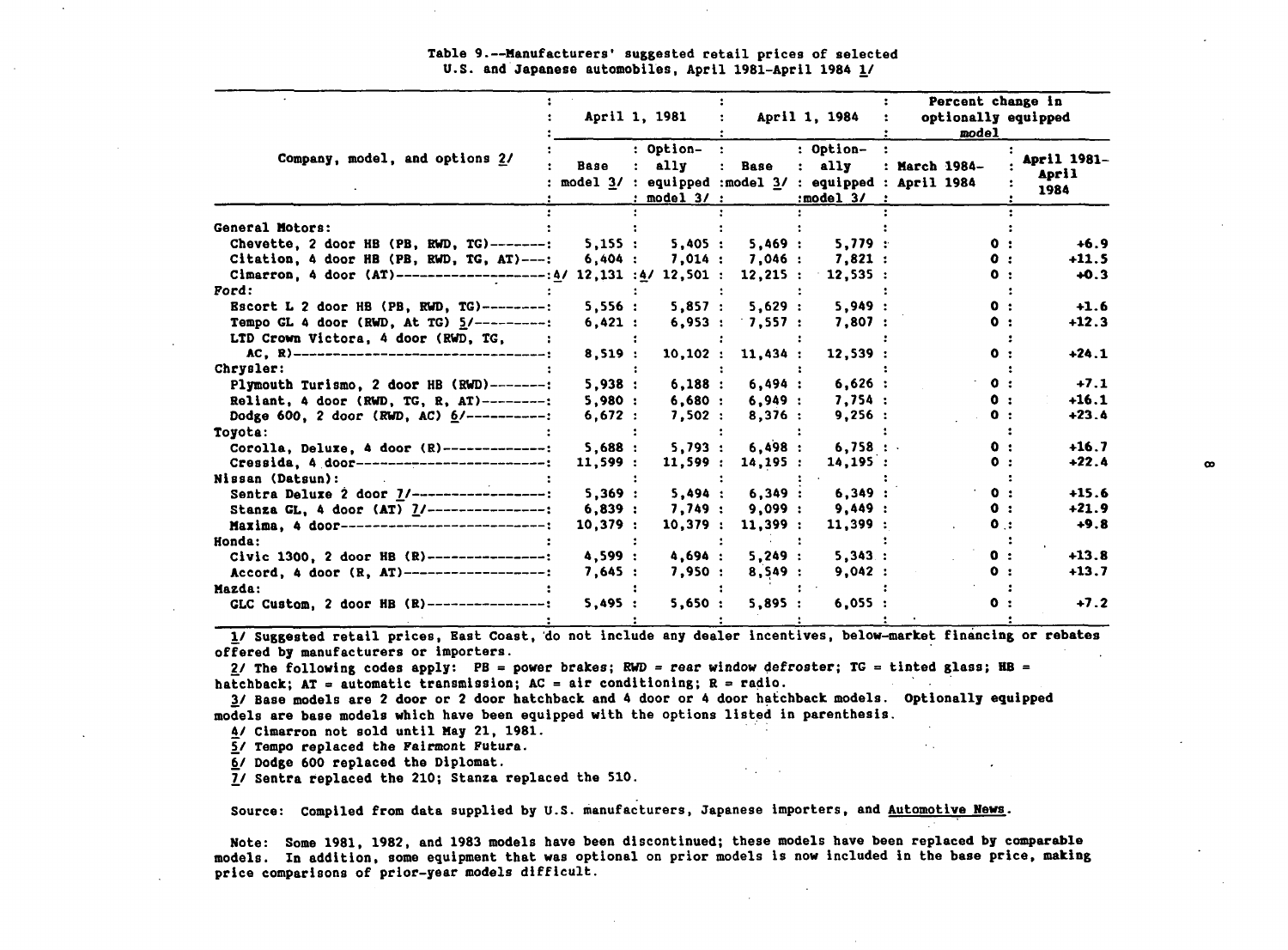Table 9.--Manufacturers' suggested retail prices of selected U.S. and Japanese automobiles, April 1981-April 1984 1/

| Company, model, and options 2/ | April 1, 1981 | | April 1, 1984 | | Percent change in optionally equipped model | |
|---|---|---|---|---|---|---|
| | Base model 3/ | Optionally equipped model 3/ | Base model 3/ | Optionally equipped model 3/ | March 1984-April 1984 | April 1981-April 1984 |
| General Motors: | | | | | | |
| Chevette, 2 door HB (PB, RWD, TG) | 5,155 | 5,405 | 5,469 | 5,779 | 0 | +6.9 |
| Citation, 4 door HB (PB, RWD, TG, AT) | 6,404 | 7,014 | 7,046 | 7,821 | 0 | +11.5 |
| Cimarron, 4 door (AT) | 4/ 12,131 | 4/ 12,501 | 12,215 | 12,535 | 0 | +0.3 |
| Ford: | | | | | | |
| Escort L 2 door HB (PB, RWD, TG) | 5,556 | 5,857 | 5,629 | 5,949 | 0 | +1.6 |
| Tempo GL 4 door (RWD, At TG) 5/ | 6,421 | 6,953 | 7,557 | 7,807 | 0 | +12.3 |
| LTD Crown Victora, 4 door (RWD, TG, AC, R) | 8,519 | 10,102 | 11,434 | 12,539 | 0 | +24.1 |
| Chrysler: | | | | | | |
| Plymouth Turismo, 2 door HB (RWD) | 5,938 | 6,188 | 6,494 | 6,626 | 0 | +7.1 |
| Reliant, 4 door (RWD, TG, R, AT) | 5,980 | 6,680 | 6,949 | 7,754 | 0 | +16.1 |
| Dodge 600, 2 door (RWD, AC) 6/ | 6,672 | 7,502 | 8,376 | 9,256 | 0 | +23.4 |
| Toyota: | | | | | | |
| Corolla, Deluxe, 4 door (R) | 5,688 | 5,793 | 6,498 | 6,758 | 0 | +16.7 |
| Cressida, 4 door | 11,599 | 11,599 | 14,195 | 14,195 | 0 | +22.4 |
| Nissan (Datsun): | | | | | | |
| Sentra Deluxe 2 door 7/ | 5,369 | 5,494 | 6,349 | 6,349 | 0 | +15.6 |
| Stanza GL, 4 door (AT) 7/ | 6,839 | 7,749 | 9,099 | 9,449 | 0 | +21.9 |
| Maxima, 4 door | 10,379 | 10,379 | 11,399 | 11,399 | 0 | +9.8 |
| Honda: | | | | | | |
| Civic 1300, 2 door HB (R) | 4,599 | 4,694 | 5,249 | 5,343 | 0 | +13.8 |
| Accord, 4 door (R, AT) | 7,645 | 7,950 | 8,549 | 9,042 | 0 | +13.7 |
| Mazda: | | | | | | |
| GLC Custom, 2 door HB (R) | 5,495 | 5,650 | 5,895 | 6,055 | 0 | +7.2 |

1/ Suggested retail prices, East Coast, do not include any dealer incentives, below-market financing or rebates offered by manufacturers or importers.

2/ The following codes apply: PB = power brakes; RWD = rear window defroster; TG = tinted glass; HB = hatchback; AT = automatic transmission; AC = air conditioning; R = radio.

3/ Base models are 2 door or 2 door hatchback and 4 door or 4 door hatchback models. Optionally equipped models are base models which have been equipped with the options listed in parenthesis.

4/ Cimarron not sold until May 21, 1981.

5/ Tempo replaced the Fairmont Futura.

6/ Dodge 600 replaced the Diplomat.

7/ Sentra replaced the 210; Stanza replaced the 510.

Source: Compiled from data supplied by U.S. manufacturers, Japanese importers, and Automotive News.

Note: Some 1981, 1982, and 1983 models have been discontinued; these models have been replaced by comparable models. In addition, some equipment that was optional on prior models is now included in the base price, making price comparisons of prior-year models difficult.